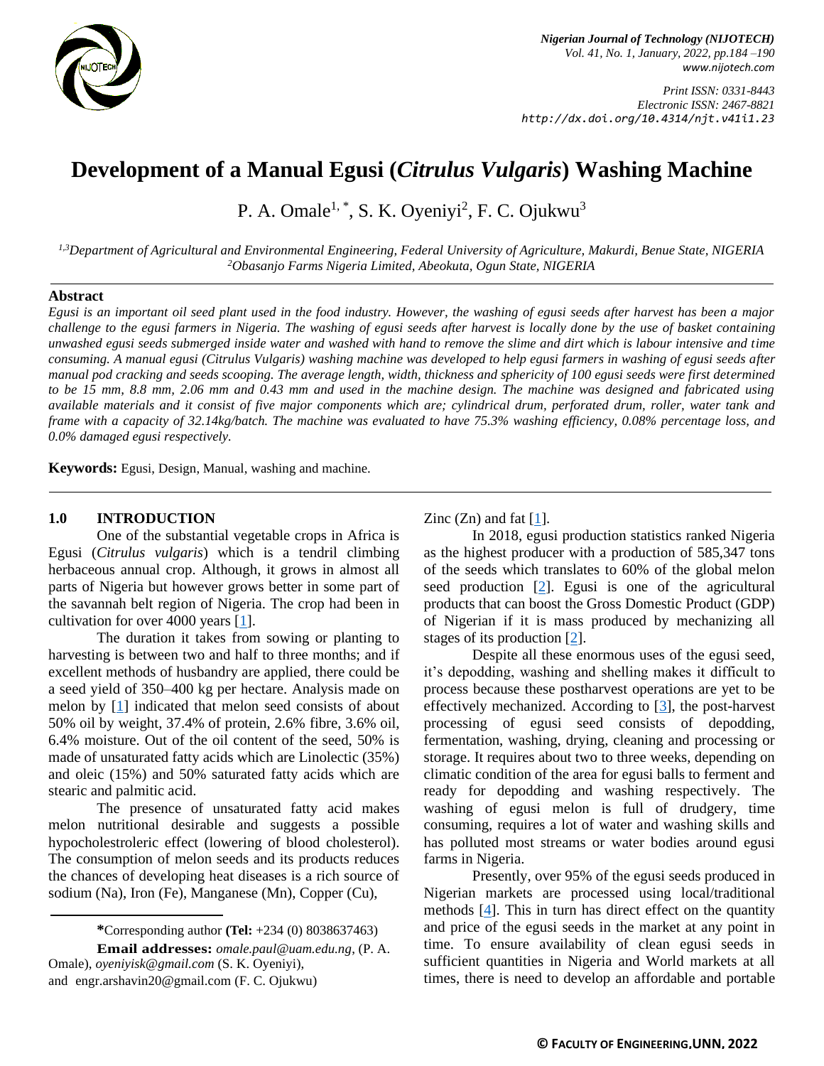# Development of a Manual Egusi (*Citrulus Vulgaris*) Washing Machine

P. A. Omale[1, *], S. K. Oyeniyi[2], F. C. Ojukwu[3]

[1,3]*Department of Agricultural and Environmental Engineering, Federal University of Agriculture, Makurdi, Benue State, NIGERIA*
[2]*Obasanjo Farms Nigeria Limited, Abeokuta, Ogun State, NIGERIA*

## Abstract

*Egusi is an important oil seed plant used in the food industry. However, the washing of egusi seeds after harvest has been a major challenge to the egusi farmers in Nigeria. The washing of egusi seeds after harvest is locally done by the use of basket containing unwashed egusi seeds submerged inside water and washed with hand to remove the slime and dirt which is labour intensive and time consuming. A manual egusi (Citrulus Vulgaris) washing machine was developed to help egusi farmers in washing of egusi seeds after manual pod cracking and seeds scooping. The average length, width, thickness and sphericity of 100 egusi seeds were first determined to be 15 mm, 8.8 mm, 2.06 mm and 0.43 mm and used in the machine design. The machine was designed and fabricated using available materials and it consist of five major components which are; cylindrical drum, perforated drum, roller, water tank and frame with a capacity of 32.14kg/batch. The machine was evaluated to have 75.3% washing efficiency, 0.08% percentage loss, and 0.0% damaged egusi respectively.*

**Keywords:** Egusi, Design, Manual, washing and machine.

## 1.0 INTRODUCTION

One of the substantial vegetable crops in Africa is Egusi (*Citrulus vulgaris*) which is a tendril climbing herbaceous annual crop. Although, it grows in almost all parts of Nigeria but however grows better in some part of the savannah belt region of Nigeria. The crop had been in cultivation for over 4000 years [1].

The duration it takes from sowing or planting to harvesting is between two and half to three months; and if excellent methods of husbandry are applied, there could be a seed yield of 350–400 kg per hectare. Analysis made on melon by [1] indicated that melon seed consists of about 50% oil by weight, 37.4% of protein, 2.6% fibre, 3.6% oil, 6.4% moisture. Out of the oil content of the seed, 50% is made of unsaturated fatty acids which are Linolectic (35%) and oleic (15%) and 50% saturated fatty acids which are stearic and palmitic acid.

The presence of unsaturated fatty acid makes melon nutritional desirable and suggests a possible hypocholestroleric effect (lowering of blood cholesterol). The consumption of melon seeds and its products reduces the chances of developing heat diseases is a rich source of sodium (Na), Iron (Fe), Manganese (Mn), Copper (Cu), Zinc (Zn) and fat [1].

In 2018, egusi production statistics ranked Nigeria as the highest producer with a production of 585,347 tons of the seeds which translates to 60% of the global melon seed production [2]. Egusi is one of the agricultural products that can boost the Gross Domestic Product (GDP) of Nigerian if it is mass produced by mechanizing all stages of its production [2].

Despite all these enormous uses of the egusi seed, it's depodding, washing and shelling makes it difficult to process because these postharvest operations are yet to be effectively mechanized. According to [3], the post-harvest processing of egusi seed consists of depodding, fermentation, washing, drying, cleaning and processing or storage. It requires about two to three weeks, depending on climatic condition of the area for egusi balls to ferment and ready for depodding and washing respectively. The washing of egusi melon is full of drudgery, time consuming, requires a lot of water and washing skills and has polluted most streams or water bodies around egusi farms in Nigeria.

Presently, over 95% of the egusi seeds produced in Nigerian markets are processed using local/traditional methods [4]. This in turn has direct effect on the quantity and price of the egusi seeds in the market at any point in time. To ensure availability of clean egusi seeds in sufficient quantities in Nigeria and World markets at all times, there is need to develop an affordable and portable

---

**\***Corresponding author **(Tel:** +234 (0) 8038637463)

**Email addresses:** *omale.paul@uam.edu.ng*, (P. A. Omale), *oyeniyisk@gmail.com* (S. K. Oyeniyi), and engr.arshavin20@gmail.com (F. C. Ojukwu)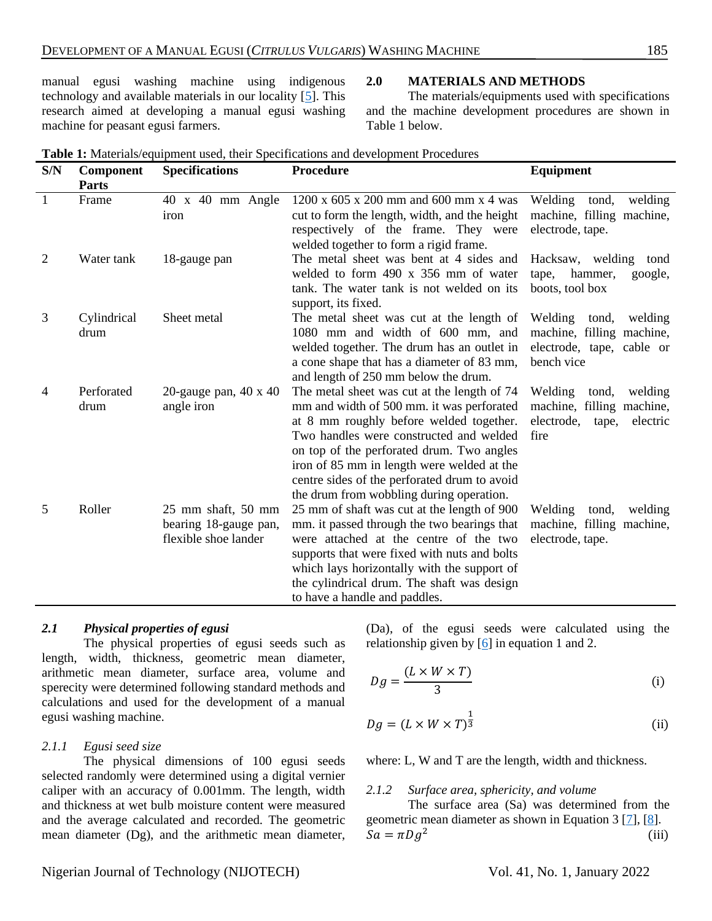manual egusi washing machine using indigenous technology and available materials in our locality [5]. This research aimed at developing a manual egusi washing machine for peasant egusi farmers.

## 2.0 MATERIALS AND METHODS

The materials/equipments used with specifications and the machine development procedures are shown in Table 1 below.

**Table 1:** Materials/equipment used, their Specifications and development Procedures

| S/N | Component Parts | Specifications | Procedure | Equipment |
|---|---|---|---|---|
| 1 | Frame | 40 x 40 mm Angle iron | 1200 x 605 x 200 mm and 600 mm x 4 was cut to form the length, width, and the height respectively of the frame. They were welded together to form a rigid frame. | Welding tond, welding machine, filling machine, electrode, tape. |
| 2 | Water tank | 18-gauge pan | The metal sheet was bent at 4 sides and welded to form 490 x 356 mm of water tank. The water tank is not welded on its support, its fixed. | Hacksaw, welding tond tape, hammer, google, boots, tool box |
| 3 | Cylindrical drum | Sheet metal | The metal sheet was cut at the length of 1080 mm and width of 600 mm, and welded together. The drum has an outlet in a cone shape that has a diameter of 83 mm, and length of 250 mm below the drum. | Welding tond, welding machine, filling machine, electrode, tape, cable or bench vice |
| 4 | Perforated drum | 20-gauge pan, 40 x 40 angle iron | The metal sheet was cut at the length of 74 mm and width of 500 mm. it was perforated at 8 mm roughly before welded together. Two handles were constructed and welded on top of the perforated drum. Two angles iron of 85 mm in length were welded at the centre sides of the perforated drum to avoid the drum from wobbling during operation. | Welding tond, welding machine, filling machine, electrode, tape, electric fire |
| 5 | Roller | 25 mm shaft, 50 mm bearing 18-gauge pan, flexible shoe lander | 25 mm of shaft was cut at the length of 900 mm. it passed through the two bearings that were attached at the centre of the two supports that were fixed with nuts and bolts which lays horizontally with the support of the cylindrical drum. The shaft was design to have a handle and paddles. | Welding tond, welding machine, filling machine, electrode, tape. |

### *2.1 Physical properties of egusi*

The physical properties of egusi seeds such as length, width, thickness, geometric mean diameter, arithmetic mean diameter, surface area, volume and sperecity were determined following standard methods and calculations and used for the development of a manual egusi washing machine.

#### *2.1.1 Egusi seed size*

The physical dimensions of 100 egusi seeds selected randomly were determined using a digital vernier caliper with an accuracy of 0.001mm. The length, width and thickness at wet bulb moisture content were measured and the average calculated and recorded. The geometric mean diameter (Dg), and the arithmetic mean diameter, (Da), of the egusi seeds were calculated using the relationship given by [6] in equation 1 and 2.

$$Dg = \frac{(L \times W \times T)}{3} \tag{i}$$

$$Dg = (L \times W \times T)^{\frac{1}{3}} \tag{ii}$$

where: L, W and T are the length, width and thickness.

#### *2.1.2 Surface area, sphericity, and volume*

The surface area (Sa) was determined from the geometric mean diameter as shown in Equation 3 [7], [8].

$$Sa = \pi Dg^2 \tag{iii}$$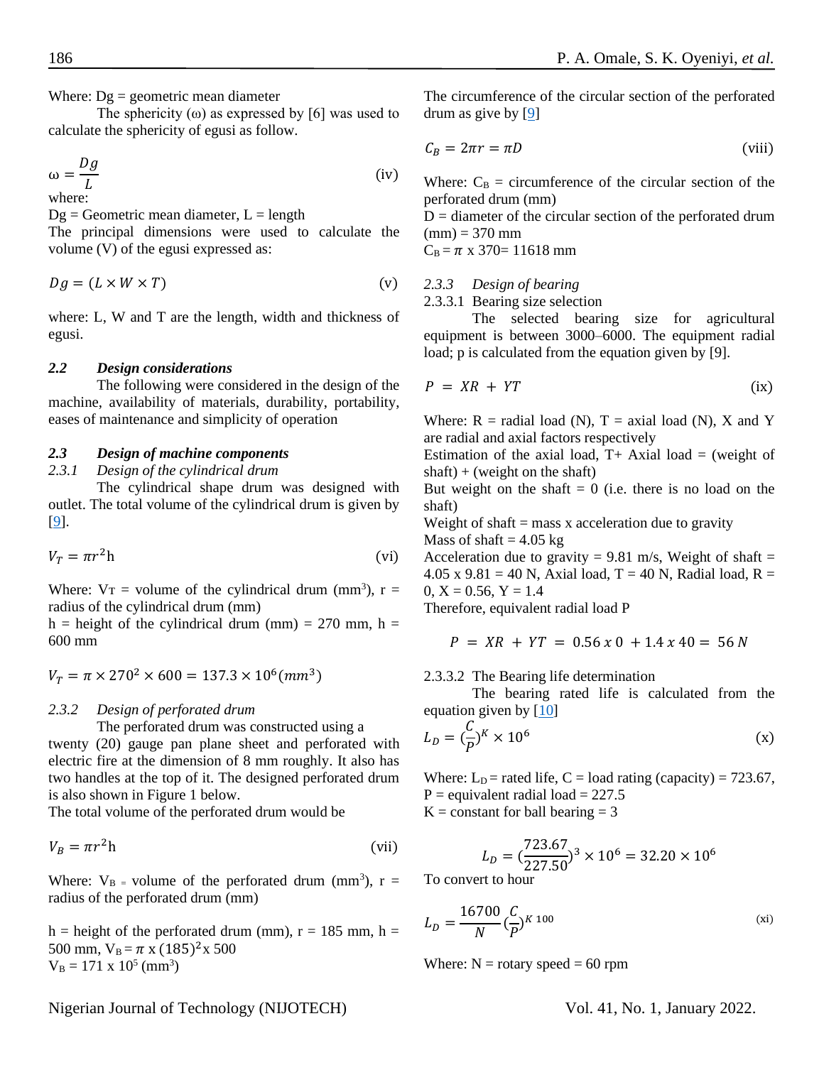Where: Dg = geometric mean diameter

The sphericity (ω) as expressed by [6] was used to calculate the sphericity of egusi as follow.

$$\omega = \frac{Dg}{L} \quad \text{(iv)}$$

where:

Dg = Geometric mean diameter, L = length

The principal dimensions were used to calculate the volume (V) of the egusi expressed as:

$$Dg = (L \times W \times T) \quad \text{(v)}$$

where: L, W and T are the length, width and thickness of egusi.

### *2.2 Design considerations*

The following were considered in the design of the machine, availability of materials, durability, portability, eases of maintenance and simplicity of operation

### *2.3 Design of machine components*

#### *2.3.1 Design of the cylindrical drum*

The cylindrical shape drum was designed with outlet. The total volume of the cylindrical drum is given by [9].

$$V_T = \pi r^2 \text{h} \quad \text{(vi)}$$

Where: $V_T$ = volume of the cylindrical drum ($mm^3$), r = radius of the cylindrical drum (mm)

h = height of the cylindrical drum (mm) = 270 mm, h = 600 mm

$$V_T = \pi \times 270^2 \times 600 = 137.3 \times 10^6 (mm^3)$$

#### *2.3.2 Design of perforated drum*

The perforated drum was constructed using a twenty (20) gauge pan plane sheet and perforated with electric fire at the dimension of 8 mm roughly. It also has two handles at the top of it. The designed perforated drum is also shown in Figure 1 below.

The total volume of the perforated drum would be

$$V_B = \pi r^2 \text{h} \quad \text{(vii)}$$

Where: $V_B$ = volume of the perforated drum ($mm^3$), r = radius of the perforated drum (mm)

h = height of the perforated drum (mm), r = 185 mm, h = 500 mm, $V_B = \pi \times (185)^2 \times 500$

$V_B = 171 \times 10^5$ ($mm^3$)

The circumference of the circular section of the perforated drum as give by [9]

$$C_B = 2\pi r = \pi D \quad \text{(viii)}$$

Where: $C_B$ = circumference of the circular section of the perforated drum (mm)

D = diameter of the circular section of the perforated drum (mm) = 370 mm

$C_B = \pi \times 370 = 11618$ mm

#### *2.3.3 Design of bearing*

##### 2.3.3.1 Bearing size selection

The selected bearing size for agricultural equipment is between 3000–6000. The equipment radial load; p is calculated from the equation given by [9].

$$P = XR + YT \quad \text{(ix)}$$

Where: R = radial load (N), T = axial load (N), X and Y are radial and axial factors respectively

Estimation of the axial load, T+ Axial load = (weight of shaft) + (weight on the shaft)

But weight on the shaft = 0 (i.e. there is no load on the shaft)

Weight of shaft = mass x acceleration due to gravity

Mass of shaft = 4.05 kg

Acceleration due to gravity = 9.81 m/s, Weight of shaft = 4.05 x 9.81 = 40 N, Axial load, T = 40 N, Radial load, R = 0, X = 0.56, Y = 1.4

Therefore, equivalent radial load P

$$P = XR + YT = 0.56 \, x \, 0 + 1.4 \, x \, 40 = 56 \, N$$

##### 2.3.3.2 The Bearing life determination

The bearing rated life is calculated from the equation given by [10]

$$L_D = \left(\frac{C}{P}\right)^K \times 10^6 \quad \text{(x)}$$

Where: $L_D$ = rated life, C = load rating (capacity) = 723.67, P = equivalent radial load = 227.5

K = constant for ball bearing = 3

$$L_D = \left(\frac{723.67}{227.50}\right)^3 \times 10^6 = 32.20 \times 10^6$$

To convert to hour

$$L_D = \frac{16700}{N} \left(\frac{C}{P}\right)^{K \, 100} \quad \text{(xi)}$$

Where: N = rotary speed = 60 rpm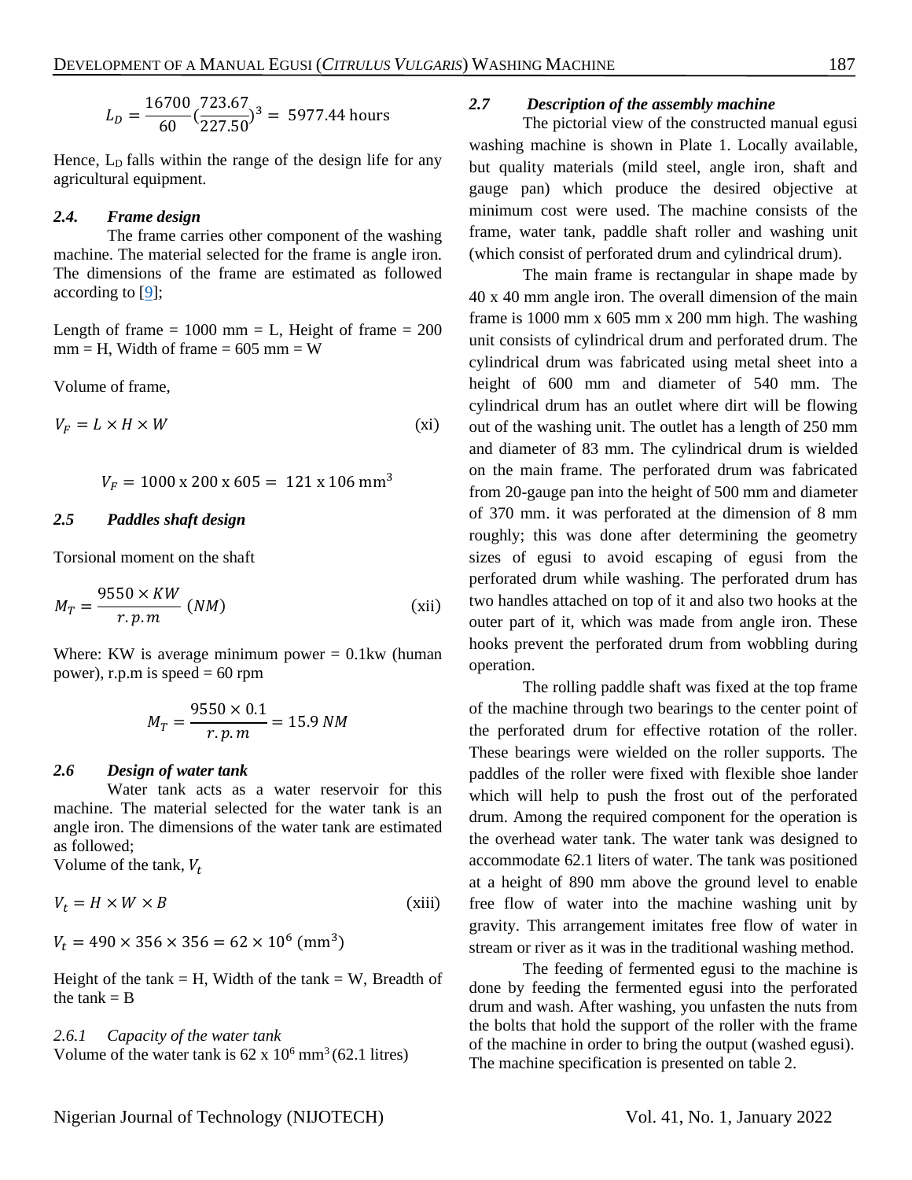$$L_D = \frac{16700}{60}\left(\frac{723.67}{227.50}\right)^3 = 5977.44 \text{ hours}$$

Hence, $L_D$ falls within the range of the design life for any agricultural equipment.

### *2.4. Frame design*

The frame carries other component of the washing machine. The material selected for the frame is angle iron. The dimensions of the frame are estimated as followed according to [9];

Length of frame = 1000 mm = L, Height of frame = 200 mm = H, Width of frame = 605 mm = W

Volume of frame,

$$V_F = L \times H \times W \quad \text{(xi)}$$

$$V_F = 1000 \text{ x } 200 \text{ x } 605 = 121 \text{ x } 106 \text{ mm}^3$$

### *2.5 Paddles shaft design*

Torsional moment on the shaft

$$M_T = \frac{9550 \times KW}{r.p.m} \ (NM) \quad \text{(xii)}$$

Where: KW is average minimum power = 0.1kw (human power), r.p.m is speed = 60 rpm

$$M_T = \frac{9550 \times 0.1}{r.p.m} = 15.9 \ NM$$

### *2.6 Design of water tank*

Water tank acts as a water reservoir for this machine. The material selected for the water tank is an angle iron. The dimensions of the water tank are estimated as followed;

Volume of the tank, $V_t$

$$V_t = H \times W \times B \quad \text{(xiii)}$$

$$V_t = 490 \times 356 \times 356 = 62 \times 10^6 \ (\text{mm}^3)$$

Height of the tank = H, Width of the tank = W, Breadth of the tank = B

#### *2.6.1 Capacity of the water tank*

Volume of the water tank is 62 x $10^6$ $\text{mm}^3$ (62.1 litres)

### *2.7 Description of the assembly machine*

The pictorial view of the constructed manual egusi washing machine is shown in Plate 1. Locally available, but quality materials (mild steel, angle iron, shaft and gauge pan) which produce the desired objective at minimum cost were used. The machine consists of the frame, water tank, paddle shaft roller and washing unit (which consist of perforated drum and cylindrical drum).

The main frame is rectangular in shape made by 40 x 40 mm angle iron. The overall dimension of the main frame is 1000 mm x 605 mm x 200 mm high. The washing unit consists of cylindrical drum and perforated drum. The cylindrical drum was fabricated using metal sheet into a height of 600 mm and diameter of 540 mm. The cylindrical drum has an outlet where dirt will be flowing out of the washing unit. The outlet has a length of 250 mm and diameter of 83 mm. The cylindrical drum is wielded on the main frame. The perforated drum was fabricated from 20-gauge pan into the height of 500 mm and diameter of 370 mm. it was perforated at the dimension of 8 mm roughly; this was done after determining the geometry sizes of egusi to avoid escaping of egusi from the perforated drum while washing. The perforated drum has two handles attached on top of it and also two hooks at the outer part of it, which was made from angle iron. These hooks prevent the perforated drum from wobbling during operation.

The rolling paddle shaft was fixed at the top frame of the machine through two bearings to the center point of the perforated drum for effective rotation of the roller. These bearings were wielded on the roller supports. The paddles of the roller were fixed with flexible shoe lander which will help to push the frost out of the perforated drum. Among the required component for the operation is the overhead water tank. The water tank was designed to accommodate 62.1 liters of water. The tank was positioned at a height of 890 mm above the ground level to enable free flow of water into the machine washing unit by gravity. This arrangement imitates free flow of water in stream or river as it was in the traditional washing method.

The feeding of fermented egusi to the machine is done by feeding the fermented egusi into the perforated drum and wash. After washing, you unfasten the nuts from the bolts that hold the support of the roller with the frame of the machine in order to bring the output (washed egusi). The machine specification is presented on table 2.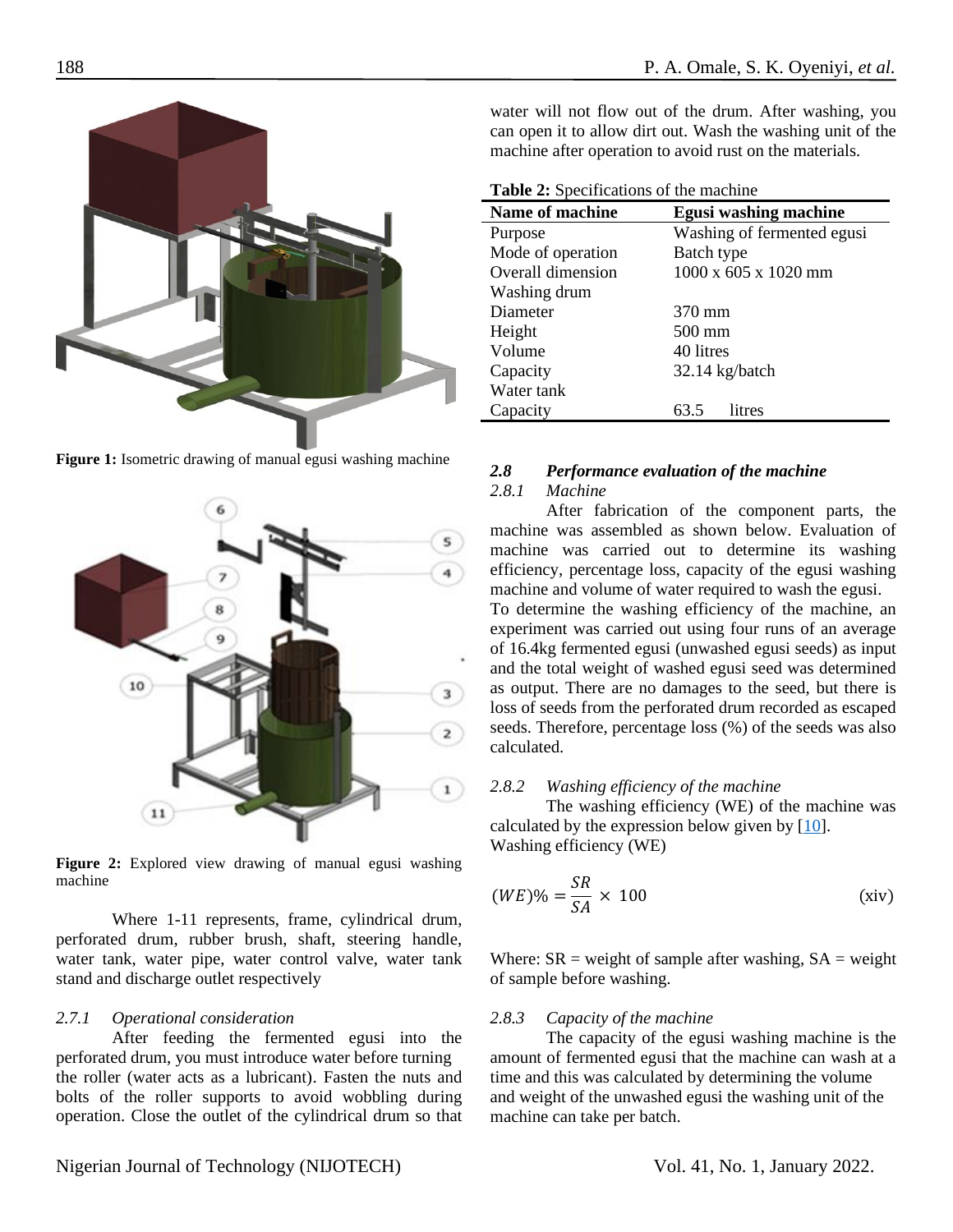Figure 1: Isometric drawing of manual egusi washing machine

Figure 2: Explored view drawing of manual egusi washing machine

Where 1-11 represents, frame, cylindrical drum, perforated drum, rubber brush, shaft, steering handle, water tank, water pipe, water control valve, water tank stand and discharge outlet respectively

### 2.7.1 Operational consideration

After feeding the fermented egusi into the perforated drum, you must introduce water before turning the roller (water acts as a lubricant). Fasten the nuts and bolts of the roller supports to avoid wobbling during operation. Close the outlet of the cylindrical drum so that water will not flow out of the drum. After washing, you can open it to allow dirt out. Wash the washing unit of the machine after operation to avoid rust on the materials.

**Table 2:** Specifications of the machine

| Name of machine | Egusi washing machine |
|---|---|
| Purpose | Washing of fermented egusi |
| Mode of operation | Batch type |
| Overall dimension | 1000 x 605 x 1020 mm |
| Washing drum | |
| Diameter | 370 mm |
| Height | 500 mm |
| Volume | 40 litres |
| Capacity | 32.14 kg/batch |
| Water tank | |
| Capacity | 63.5 litres |

## 2.8 Performance evaluation of the machine

### 2.8.1 Machine

After fabrication of the component parts, the machine was assembled as shown below. Evaluation of machine was carried out to determine its washing efficiency, percentage loss, capacity of the egusi washing machine and volume of water required to wash the egusi.

To determine the washing efficiency of the machine, an experiment was carried out using four runs of an average of 16.4kg fermented egusi (unwashed egusi seeds) as input and the total weight of washed egusi seed was determined as output. There are no damages to the seed, but there is loss of seeds from the perforated drum recorded as escaped seeds. Therefore, percentage loss (%) of the seeds was also calculated.

### 2.8.2 Washing efficiency of the machine

The washing efficiency (WE) of the machine was calculated by the expression below given by [10].

Washing efficiency (WE)

$$(WE)\% = \frac{SR}{SA} \times 100 \tag{xiv}$$

Where: SR = weight of sample after washing, SA = weight of sample before washing.

### 2.8.3 Capacity of the machine

The capacity of the egusi washing machine is the amount of fermented egusi that the machine can wash at a time and this was calculated by determining the volume and weight of the unwashed egusi the washing unit of the machine can take per batch.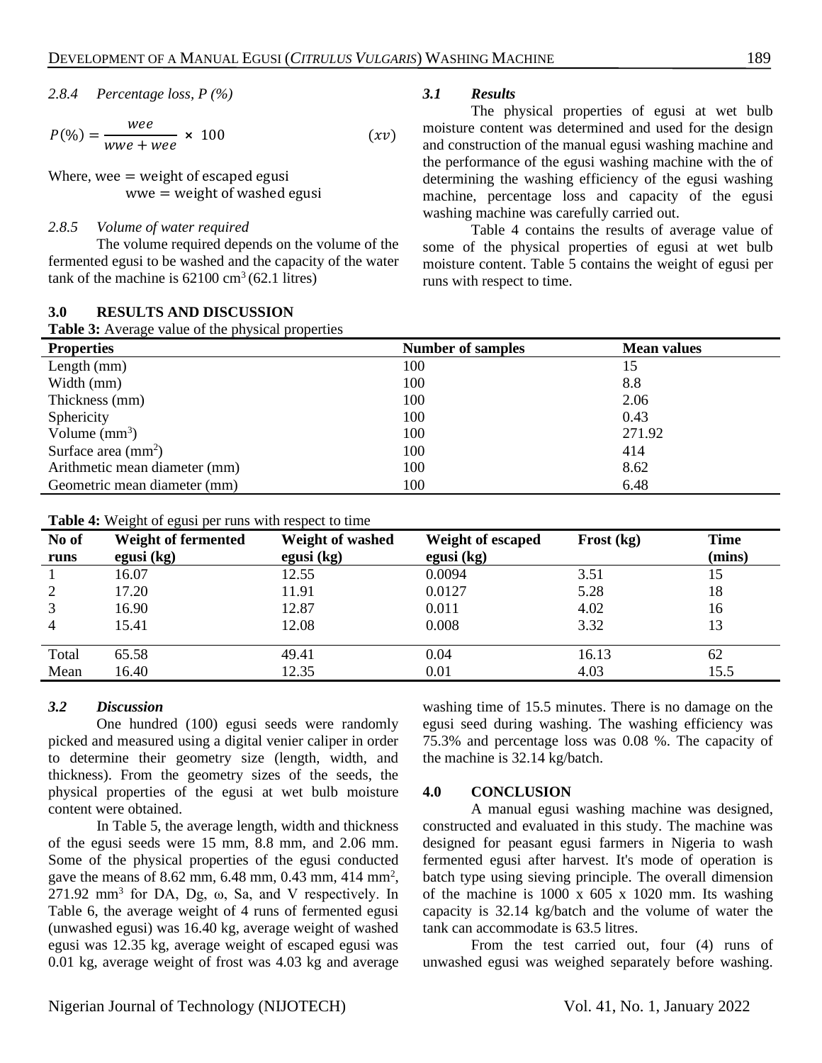*2.8.4 Percentage loss, P (%)*

$$P(\%) = \frac{wee}{wwe + wee} \times 100 \qquad (xv)$$

Where, wee = weight of escaped egusi
wwe = weight of washed egusi

*2.8.5 Volume of water required*

The volume required depends on the volume of the fermented egusi to be washed and the capacity of the water tank of the machine is 62100 $cm^3$ (62.1 litres)

## 3.0 RESULTS AND DISCUSSION

### *3.1 Results*

The physical properties of egusi at wet bulb moisture content was determined and used for the design and construction of the manual egusi washing machine and the performance of the egusi washing machine with the of determining the washing efficiency of the egusi washing machine, percentage loss and capacity of the egusi washing machine was carefully carried out.

Table 4 contains the results of average value of some of the physical properties of egusi at wet bulb moisture content. Table 5 contains the weight of egusi per runs with respect to time.

**Table 3:** Average value of the physical properties

| Properties | Number of samples | Mean values |
|---|---|---|
| Length (mm) | 100 | 15 |
| Width (mm) | 100 | 8.8 |
| Thickness (mm) | 100 | 2.06 |
| Sphericity | 100 | 0.43 |
| Volume ($mm^3$) | 100 | 271.92 |
| Surface area ($mm^2$) | 100 | 414 |
| Arithmetic mean diameter (mm) | 100 | 8.62 |
| Geometric mean diameter (mm) | 100 | 6.48 |

**Table 4:** Weight of egusi per runs with respect to time

| No of runs | Weight of fermented egusi (kg) | Weight of washed egusi (kg) | Weight of escaped egusi (kg) | Frost (kg) | Time (mins) |
|---|---|---|---|---|---|
| 1 | 16.07 | 12.55 | 0.0094 | 3.51 | 15 |
| 2 | 17.20 | 11.91 | 0.0127 | 5.28 | 18 |
| 3 | 16.90 | 12.87 | 0.011 | 4.02 | 16 |
| 4 | 15.41 | 12.08 | 0.008 | 3.32 | 13 |
| Total | 65.58 | 49.41 | 0.04 | 16.13 | 62 |
| Mean | 16.40 | 12.35 | 0.01 | 4.03 | 15.5 |

### *3.2 Discussion*

One hundred (100) egusi seeds were randomly picked and measured using a digital venier caliper in order to determine their geometry size (length, width, and thickness). From the geometry sizes of the seeds, the physical properties of the egusi at wet bulb moisture content were obtained.

In Table 5, the average length, width and thickness of the egusi seeds were 15 mm, 8.8 mm, and 2.06 mm. Some of the physical properties of the egusi conducted gave the means of 8.62 mm, 6.48 mm, 0.43 mm, 414 $mm^2$, 271.92 $mm^3$ for DA, Dg, ω, Sa, and V respectively. In Table 6, the average weight of 4 runs of fermented egusi (unwashed egusi) was 16.40 kg, average weight of washed egusi was 12.35 kg, average weight of escaped egusi was 0.01 kg, average weight of frost was 4.03 kg and average washing time of 15.5 minutes. There is no damage on the egusi seed during washing. The washing efficiency was 75.3% and percentage loss was 0.08 %. The capacity of the machine is 32.14 kg/batch.

## 4.0 CONCLUSION

A manual egusi washing machine was designed, constructed and evaluated in this study. The machine was designed for peasant egusi farmers in Nigeria to wash fermented egusi after harvest. It's mode of operation is batch type using sieving principle. The overall dimension of the machine is 1000 x 605 x 1020 mm. Its washing capacity is 32.14 kg/batch and the volume of water the tank can accommodate is 63.5 litres.

From the test carried out, four (4) runs of unwashed egusi was weighed separately before washing.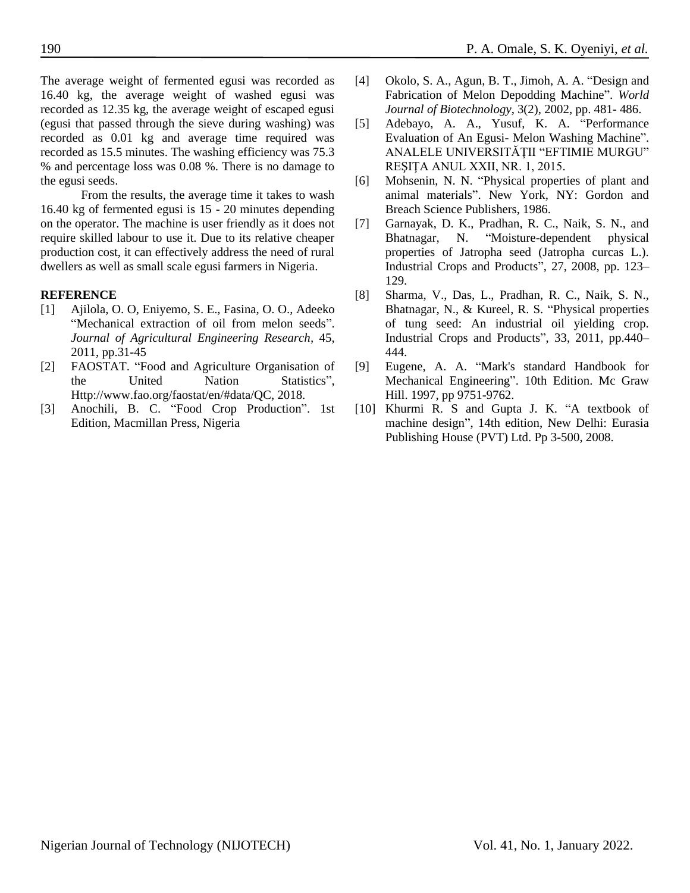The average weight of fermented egusi was recorded as 16.40 kg, the average weight of washed egusi was recorded as 12.35 kg, the average weight of escaped egusi (egusi that passed through the sieve during washing) was recorded as 0.01 kg and average time required was recorded as 15.5 minutes. The washing efficiency was 75.3 % and percentage loss was 0.08 %. There is no damage to the egusi seeds.

From the results, the average time it takes to wash 16.40 kg of fermented egusi is 15 - 20 minutes depending on the operator. The machine is user friendly as it does not require skilled labour to use it. Due to its relative cheaper production cost, it can effectively address the need of rural dwellers as well as small scale egusi farmers in Nigeria.

## REFERENCE

[1] Ajilola, O. O, Eniyemo, S. E., Fasina, O. O., Adeeko "Mechanical extraction of oil from melon seeds". *Journal of Agricultural Engineering Research*, 45, 2011, pp.31-45

[2] FAOSTAT. "Food and Agriculture Organisation of the United Nation Statistics", Http://www.fao.org/faostat/en/#data/QC, 2018.

[3] Anochili, B. C. "Food Crop Production". 1st Edition, Macmillan Press, Nigeria

[4] Okolo, S. A., Agun, B. T., Jimoh, A. A. "Design and Fabrication of Melon Depodding Machine". *World Journal of Biotechnology*, 3(2), 2002, pp. 481- 486.

[5] Adebayo, A. A., Yusuf, K. A. "Performance Evaluation of An Egusi- Melon Washing Machine". ANALELE UNIVERSITĂŢII "EFTIMIE MURGU" REŞIŢA ANUL XXII, NR. 1, 2015.

[6] Mohsenin, N. N. "Physical properties of plant and animal materials". New York, NY: Gordon and Breach Science Publishers, 1986.

[7] Garnayak, D. K., Pradhan, R. C., Naik, S. N., and Bhatnagar, N. "Moisture-dependent physical properties of Jatropha seed (Jatropha curcas L.). Industrial Crops and Products", 27, 2008, pp. 123–129.

[8] Sharma, V., Das, L., Pradhan, R. C., Naik, S. N., Bhatnagar, N., & Kureel, R. S. "Physical properties of tung seed: An industrial oil yielding crop. Industrial Crops and Products", 33, 2011, pp.440–444.

[9] Eugene, A. A. "Mark's standard Handbook for Mechanical Engineering". 10th Edition. Mc Graw Hill. 1997, pp 9751-9762.

[10] Khurmi R. S and Gupta J. K. "A textbook of machine design", 14th edition, New Delhi: Eurasia Publishing House (PVT) Ltd. Pp 3-500, 2008.